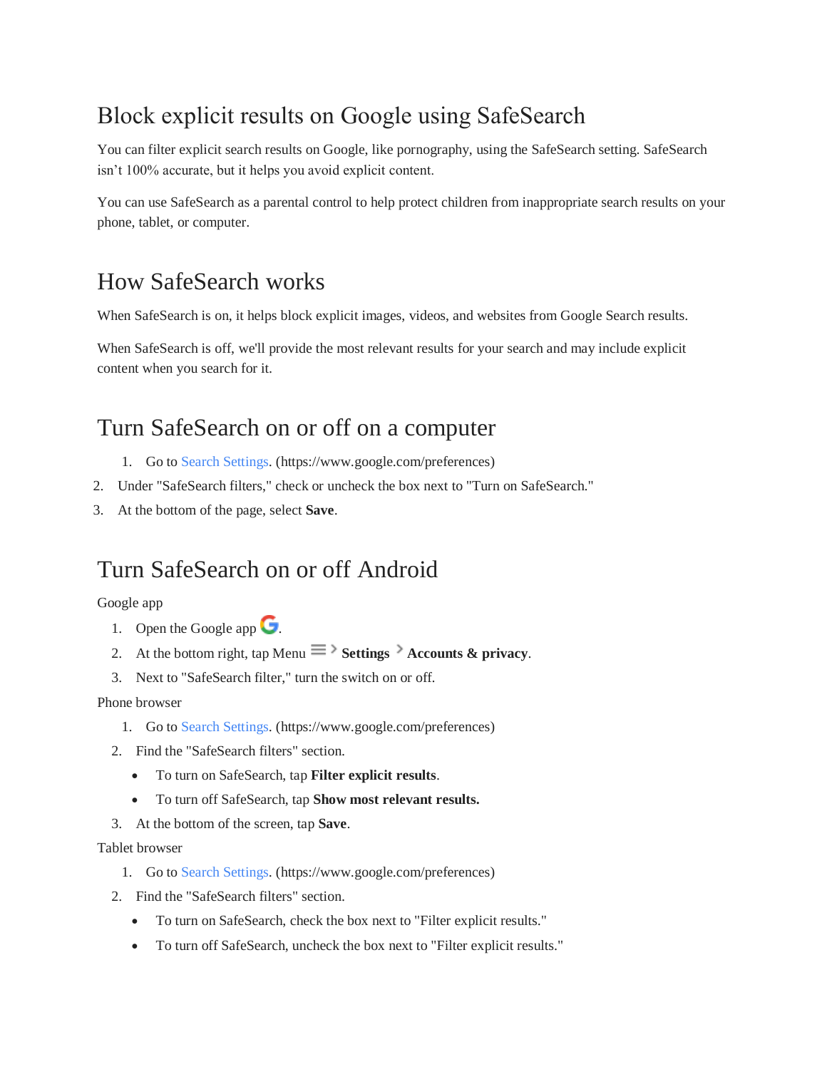# Block explicit results on Google using SafeSearch

You can filter explicit search results on Google, like pornography, using the SafeSearch setting. SafeSearch isn't 100% accurate, but it helps you avoid explicit content.

You can use SafeSearch as a parental control to help protect children from inappropriate search results on your phone, tablet, or computer.

## How SafeSearch works

When SafeSearch is on, it helps block explicit images, videos, and websites from Google Search results.

When SafeSearch is off, we'll provide the most relevant results for your search and may include explicit content when you search for it.

## Turn SafeSearch on or off on a computer

1. Go to Search Settings. (https://www.google.com/preferences)
2. Under "SafeSearch filters," check or uncheck the box next to "Turn on SafeSearch."
3. At the bottom of the page, select **Save**.

## Turn SafeSearch on or off Android

Google app

1. Open the Google app.
2. At the bottom right, tap Menu > **Settings** > **Accounts & privacy**.
3. Next to "SafeSearch filter," turn the switch on or off.

Phone browser

1. Go to Search Settings. (https://www.google.com/preferences)
2. Find the "SafeSearch filters" section.
   - To turn on SafeSearch, tap **Filter explicit results**.
   - To turn off SafeSearch, tap **Show most relevant results.**
3. At the bottom of the screen, tap **Save**.

Tablet browser

1. Go to Search Settings. (https://www.google.com/preferences)
2. Find the "SafeSearch filters" section.
   - To turn on SafeSearch, check the box next to "Filter explicit results."
   - To turn off SafeSearch, uncheck the box next to "Filter explicit results."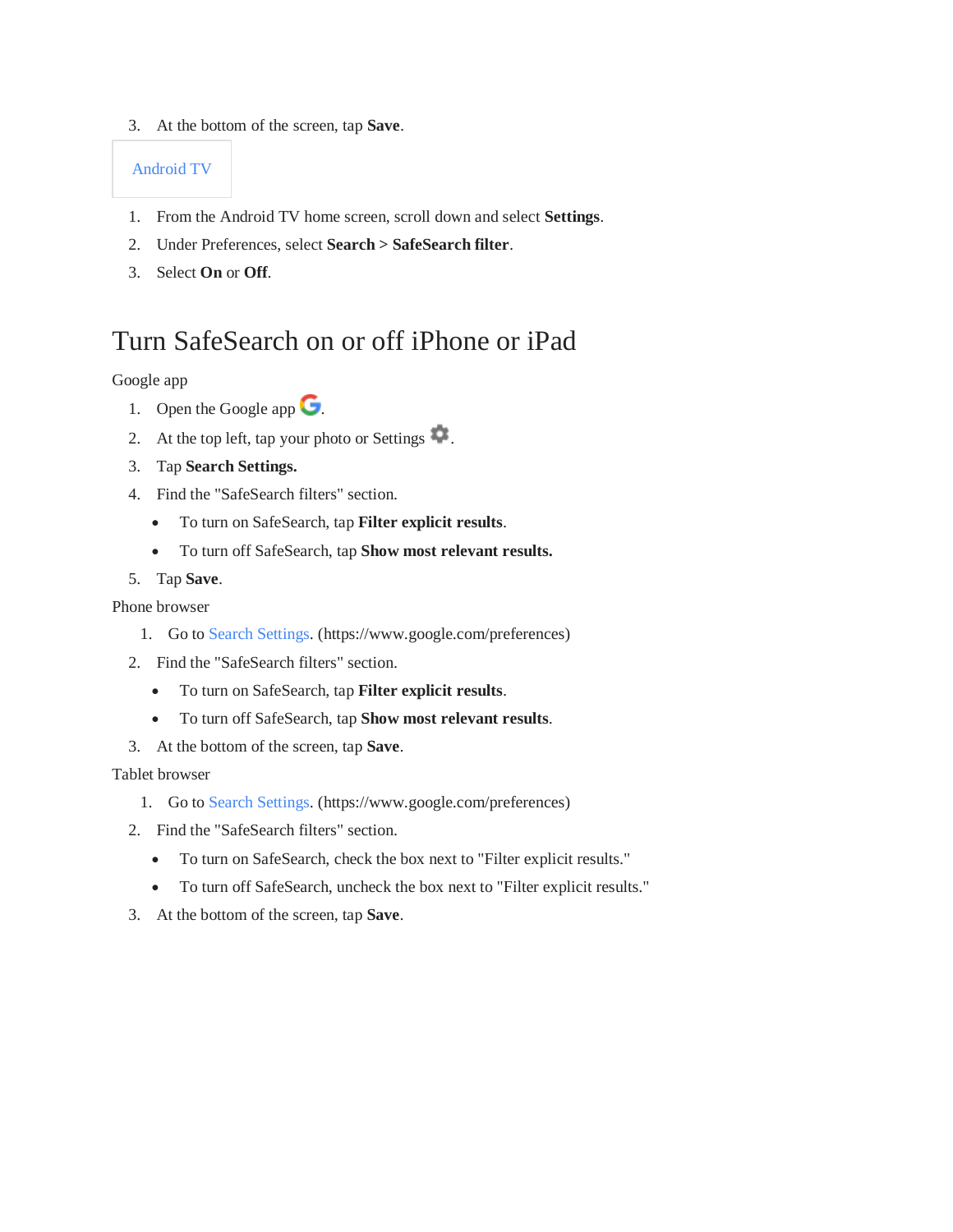3. At the bottom of the screen, tap **Save**.

Android TV

1. From the Android TV home screen, scroll down and select **Settings**.
2. Under Preferences, select **Search > SafeSearch filter**.
3. Select **On** or **Off**.

# Turn SafeSearch on or off iPhone or iPad

Google app

1. Open the Google app.
2. At the top left, tap your photo or Settings.
3. Tap **Search Settings.**
4. Find the "SafeSearch filters" section.
   - To turn on SafeSearch, tap **Filter explicit results**.
   - To turn off SafeSearch, tap **Show most relevant results.**
5. Tap **Save**.

Phone browser

1. Go to Search Settings. (https://www.google.com/preferences)
2. Find the "SafeSearch filters" section.
   - To turn on SafeSearch, tap **Filter explicit results**.
   - To turn off SafeSearch, tap **Show most relevant results**.
3. At the bottom of the screen, tap **Save**.

Tablet browser

1. Go to Search Settings. (https://www.google.com/preferences)
2. Find the "SafeSearch filters" section.
   - To turn on SafeSearch, check the box next to "Filter explicit results."
   - To turn off SafeSearch, uncheck the box next to "Filter explicit results."
3. At the bottom of the screen, tap **Save**.